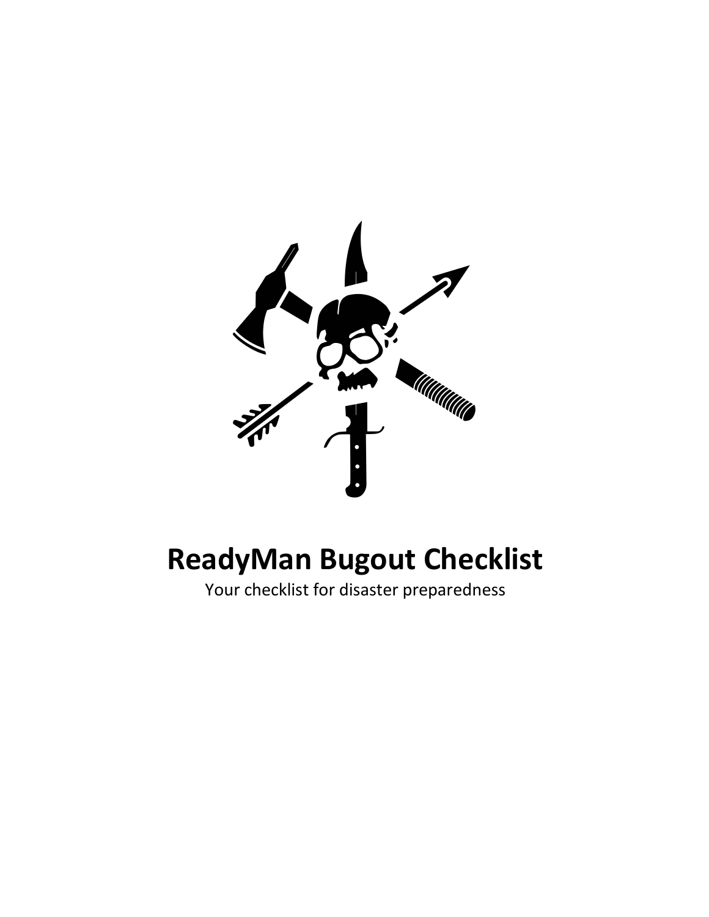# ReadyMan Bugout Checklist

Your checklist for disaster preparedness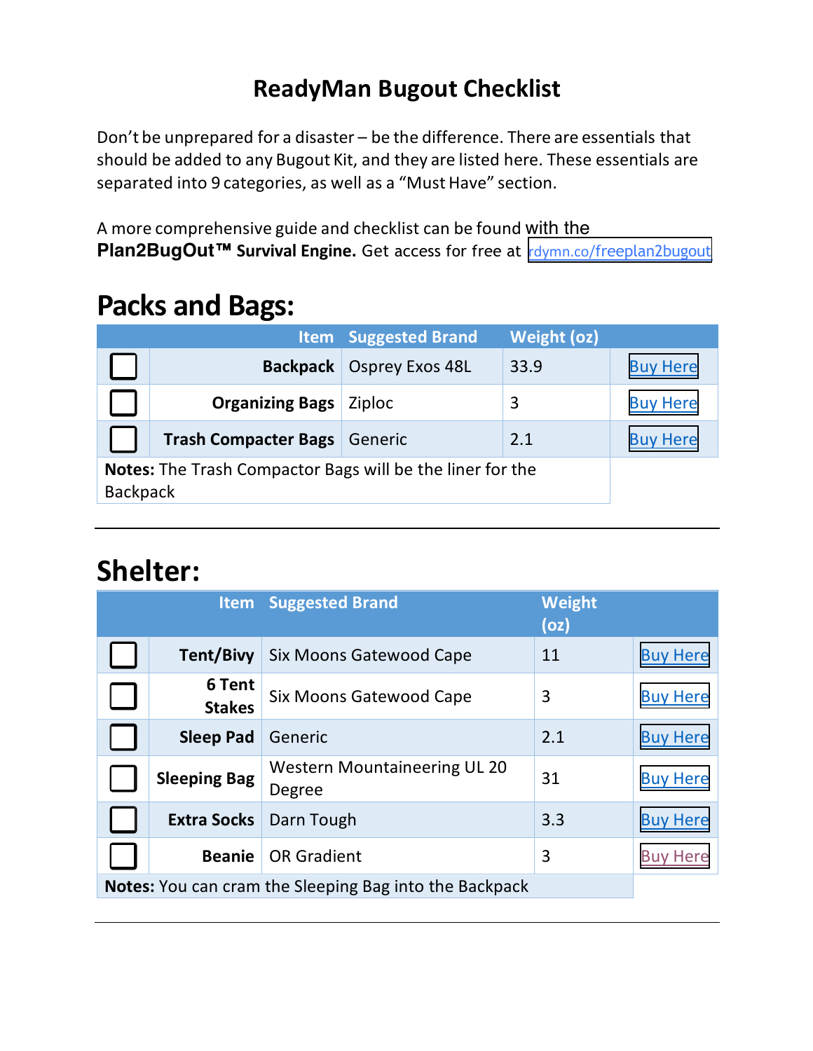# ReadyMan Bugout Checklist

Don't be unprepared for a disaster – be the difference. There are essentials that should be added to any Bugout Kit, and they are listed here. These essentials are separated into 9 categories, as well as a "Must Have" section.

A more comprehensive guide and checklist can be found with the **Plan2BugOut™ Survival Engine.** Get access for free at rdymn.co/freeplan2bugout

## Packs and Bags:

| | Item | Suggested Brand | Weight (oz) | |
|---|---|---|---|---|
| ☐ | **Backpack** | Osprey Exos 48L | 33.9 | Buy Here |
| ☐ | **Organizing Bags** | Ziploc | 3 | Buy Here |
| ☐ | **Trash Compacter Bags** | Generic | 2.1 | Buy Here |

**Notes:** The Trash Compactor Bags will be the liner for the Backpack

---

## Shelter:

| | Item | Suggested Brand | Weight (oz) | |
|---|---|---|---|---|
| ☐ | **Tent/Bivy** | Six Moons Gatewood Cape | 11 | Buy Here |
| ☐ | **6 Tent Stakes** | Six Moons Gatewood Cape | 3 | Buy Here |
| ☐ | **Sleep Pad** | Generic | 2.1 | Buy Here |
| ☐ | **Sleeping Bag** | Western Mountaineering UL 20 Degree | 31 | Buy Here |
| ☐ | **Extra Socks** | Darn Tough | 3.3 | Buy Here |
| ☐ | **Beanie** | OR Gradient | 3 | Buy Here |

**Notes:** You can cram the Sleeping Bag into the Backpack

---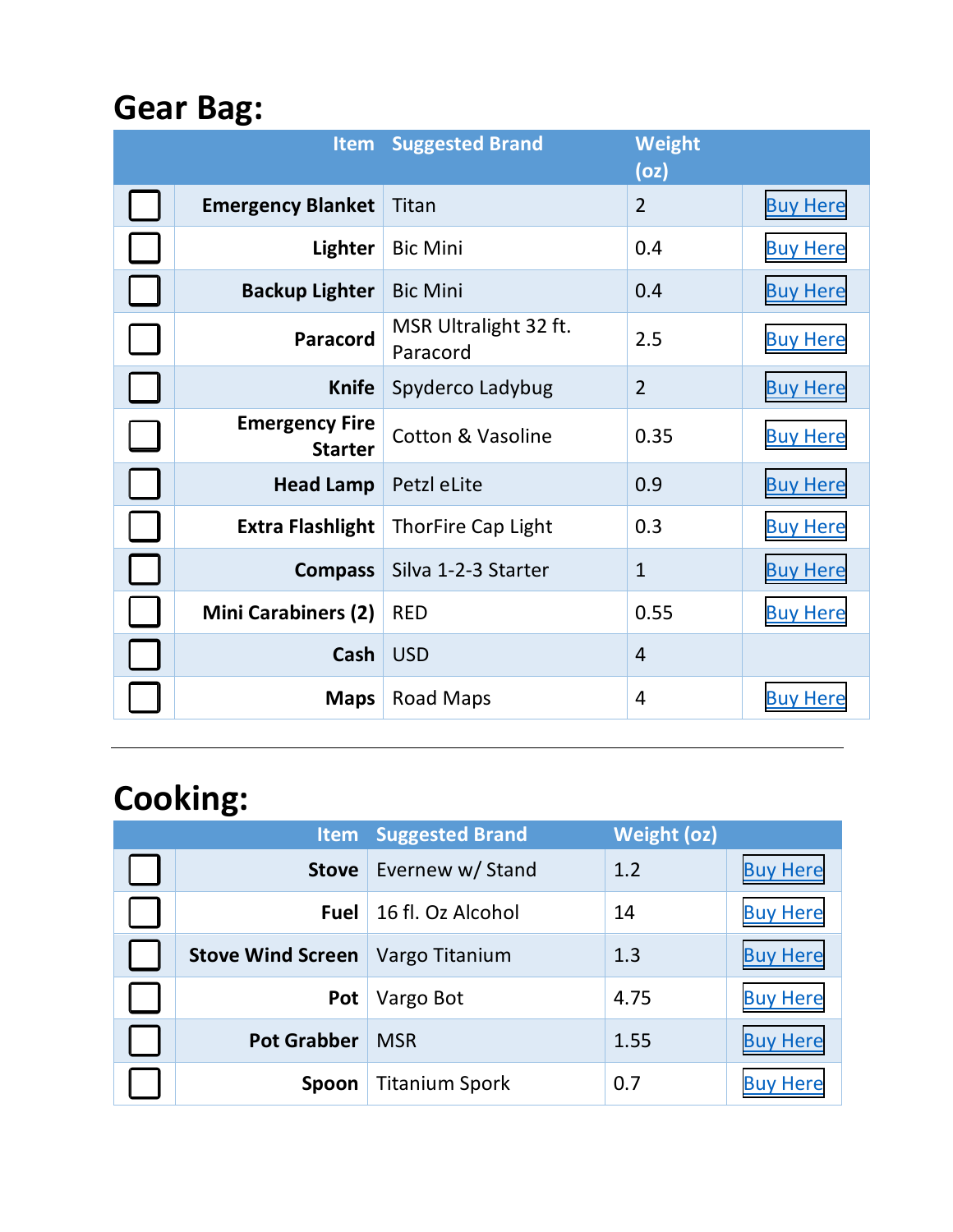# Gear Bag:

| | Item | Suggested Brand | Weight (oz) | |
|---|---|---|---|---|
| ☐ | **Emergency Blanket** | Titan | 2 | Buy Here |
| ☐ | **Lighter** | Bic Mini | 0.4 | Buy Here |
| ☐ | **Backup Lighter** | Bic Mini | 0.4 | Buy Here |
| ☐ | **Paracord** | MSR Ultralight 32 ft. Paracord | 2.5 | Buy Here |
| ☐ | **Knife** | Spyderco Ladybug | 2 | Buy Here |
| ☐ | **Emergency Fire Starter** | Cotton & Vasoline | 0.35 | Buy Here |
| ☐ | **Head Lamp** | Petzl eLite | 0.9 | Buy Here |
| ☐ | **Extra Flashlight** | ThorFire Cap Light | 0.3 | Buy Here |
| ☐ | **Compass** | Silva 1-2-3 Starter | 1 | Buy Here |
| ☐ | **Mini Carabiners (2)** | RED | 0.55 | Buy Here |
| ☐ | **Cash** | USD | 4 | |
| ☐ | **Maps** | Road Maps | 4 | Buy Here |

---

# Cooking:

| | Item | Suggested Brand | Weight (oz) | |
|---|---|---|---|---|
| ☐ | **Stove** | Evernew w/ Stand | 1.2 | Buy Here |
| ☐ | **Fuel** | 16 fl. Oz Alcohol | 14 | Buy Here |
| ☐ | **Stove Wind Screen** | Vargo Titanium | 1.3 | Buy Here |
| ☐ | **Pot** | Vargo Bot | 4.75 | Buy Here |
| ☐ | **Pot Grabber** | MSR | 1.55 | Buy Here |
| ☐ | **Spoon** | Titanium Spork | 0.7 | Buy Here |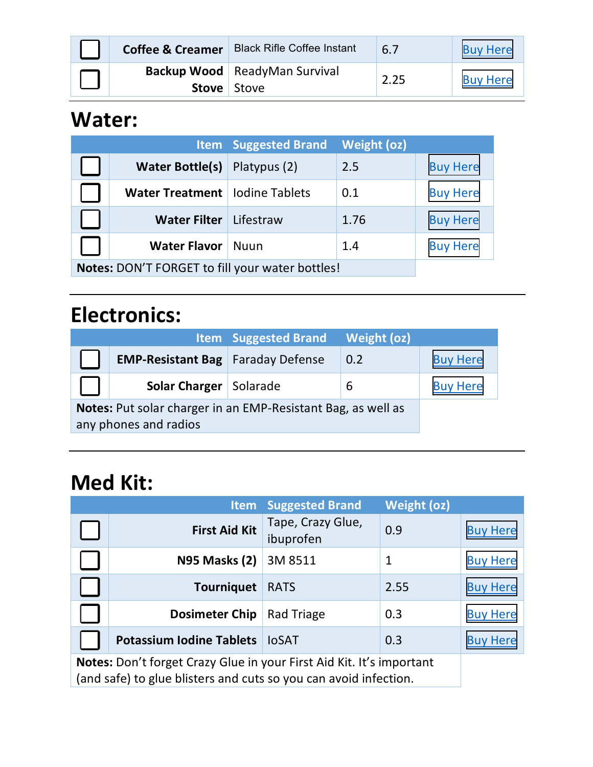| ☐ | Coffee & Creamer | Black Rifle Coffee Instant | 6.7 | Buy Here |
|---|---|---|---|---|
| ☐ | Backup Wood Stove | ReadyMan Survival Stove | 2.25 | Buy Here |

## Water:

| | Item | Suggested Brand | Weight (oz) | |
|---|---|---|---|---|
| ☐ | Water Bottle(s) | Platypus (2) | 2.5 | Buy Here |
| ☐ | Water Treatment | Iodine Tablets | 0.1 | Buy Here |
| ☐ | Water Filter | Lifestraw | 1.76 | Buy Here |
| ☐ | Water Flavor | Nuun | 1.4 | Buy Here |

**Notes:** DON'T FORGET to fill your water bottles!

## Electronics:

| | Item | Suggested Brand | Weight (oz) | |
|---|---|---|---|---|
| ☐ | EMP-Resistant Bag | Faraday Defense | 0.2 | Buy Here |
| ☐ | Solar Charger | Solarade | 6 | Buy Here |

**Notes:** Put solar charger in an EMP-Resistant Bag, as well as any phones and radios

## Med Kit:

| | Item | Suggested Brand | Weight (oz) | |
|---|---|---|---|---|
| ☐ | First Aid Kit | Tape, Crazy Glue, ibuprofen | 0.9 | Buy Here |
| ☐ | N95 Masks (2) | 3M 8511 | 1 | Buy Here |
| ☐ | Tourniquet | RATS | 2.55 | Buy Here |
| ☐ | Dosimeter Chip | Rad Triage | 0.3 | Buy Here |
| ☐ | Potassium Iodine Tablets | IoSAT | 0.3 | Buy Here |

**Notes:** Don't forget Crazy Glue in your First Aid Kit. It's important (and safe) to glue blisters and cuts so you can avoid infection.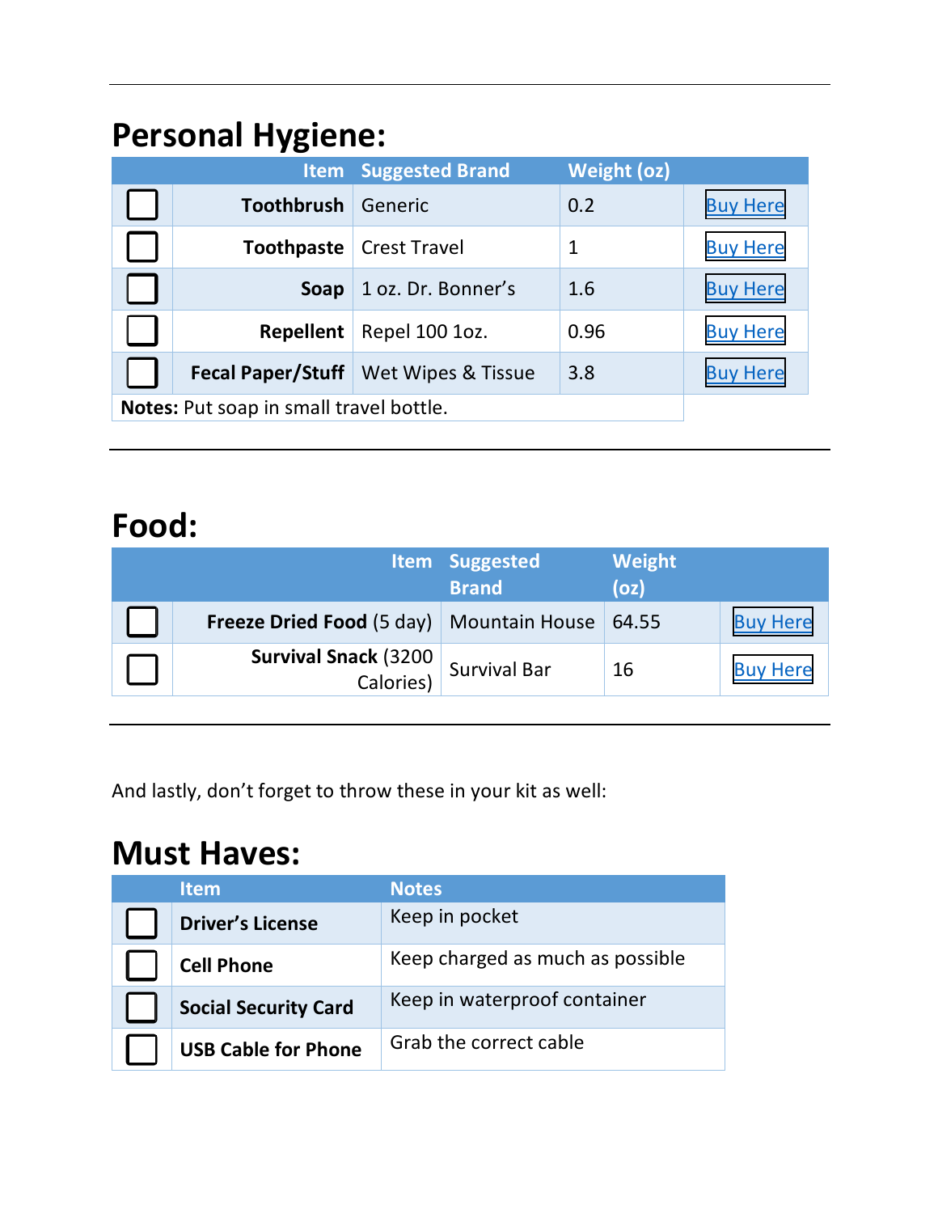## Personal Hygiene:

| | Item | Suggested Brand | Weight (oz) | |
|---|---|---|---|---|
| ☐ | **Toothbrush** | Generic | 0.2 | Buy Here |
| ☐ | **Toothpaste** | Crest Travel | 1 | Buy Here |
| ☐ | **Soap** | 1 oz. Dr. Bonner's | 1.6 | Buy Here |
| ☐ | **Repellent** | Repel 100 1oz. | 0.96 | Buy Here |
| ☐ | **Fecal Paper/Stuff** | Wet Wipes & Tissue | 3.8 | Buy Here |

**Notes:** Put soap in small travel bottle.

---

## Food:

| | Item | Suggested Brand | Weight (oz) | |
|---|---|---|---|---|
| ☐ | **Freeze Dried Food** (5 day) | Mountain House | 64.55 | Buy Here |
| ☐ | **Survival Snack** (3200 Calories) | Survival Bar | 16 | Buy Here |

---

And lastly, don't forget to throw these in your kit as well:

## Must Haves:

| | Item | Notes |
|---|---|---|
| ☐ | **Driver's License** | Keep in pocket |
| ☐ | **Cell Phone** | Keep charged as much as possible |
| ☐ | **Social Security Card** | Keep in waterproof container |
| ☐ | **USB Cable for Phone** | Grab the correct cable |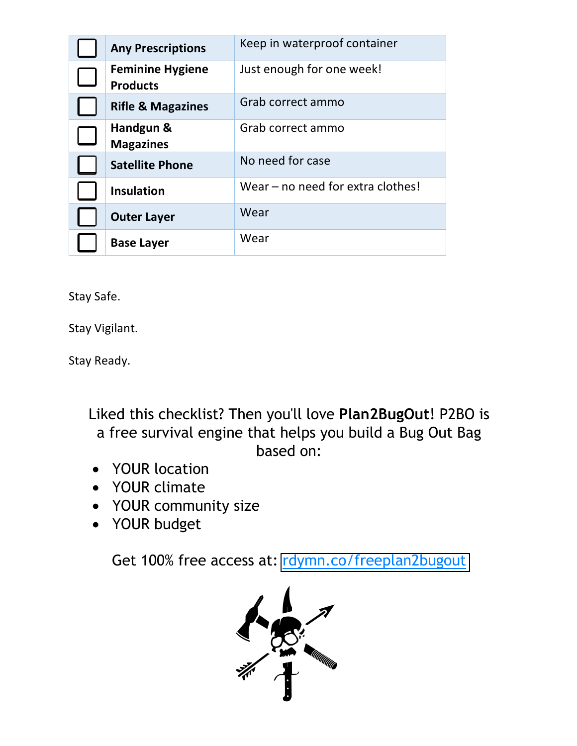| | | |
|---|---|---|
| ☐ | **Any Prescriptions** | Keep in waterproof container |
| ☐ | **Feminine Hygiene Products** | Just enough for one week! |
| ☐ | **Rifle & Magazines** | Grab correct ammo |
| ☐ | **Handgun & Magazines** | Grab correct ammo |
| ☐ | **Satellite Phone** | No need for case |
| ☐ | **Insulation** | Wear – no need for extra clothes! |
| ☐ | **Outer Layer** | Wear |
| ☐ | **Base Layer** | Wear |

Stay Safe.

Stay Vigilant.

Stay Ready.

Liked this checklist? Then you'll love **Plan2BugOut**! P2BO is a free survival engine that helps you build a Bug Out Bag based on:

- YOUR location
- YOUR climate
- YOUR community size
- YOUR budget

Get 100% free access at: rdymn.co/freeplan2bugout